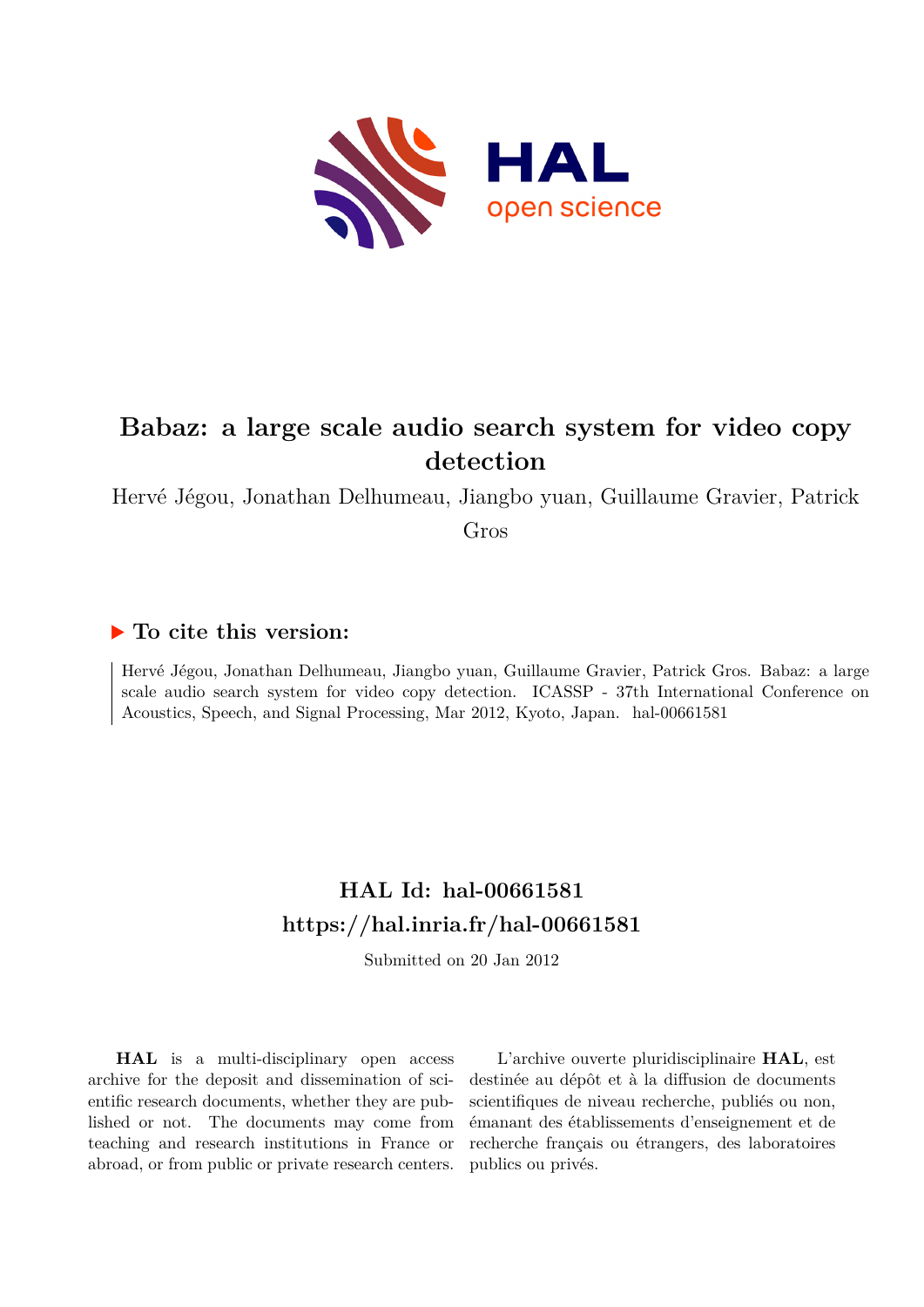# Babaz: a large scale audio search system for video copy detection

Hervé Jégou, Jonathan Delhumeau, Jiangbo yuan, Guillaume Gravier, Patrick Gros

## ▶ To cite this version:

Hervé Jégou, Jonathan Delhumeau, Jiangbo yuan, Guillaume Gravier, Patrick Gros. Babaz: a large scale audio search system for video copy detection. ICASSP - 37th International Conference on Acoustics, Speech, and Signal Processing, Mar 2012, Kyoto, Japan. hal-00661581

## HAL Id: hal-00661581
## https://hal.inria.fr/hal-00661581

Submitted on 20 Jan 2012

**HAL** is a multi-disciplinary open access archive for the deposit and dissemination of scientific research documents, whether they are published or not. The documents may come from teaching and research institutions in France or abroad, or from public or private research centers.

L'archive ouverte pluridisciplinaire **HAL**, est destinée au dépôt et à la diffusion de documents scientifiques de niveau recherche, publiés ou non, émanant des établissements d'enseignement et de recherche français ou étrangers, des laboratoires publics ou privés.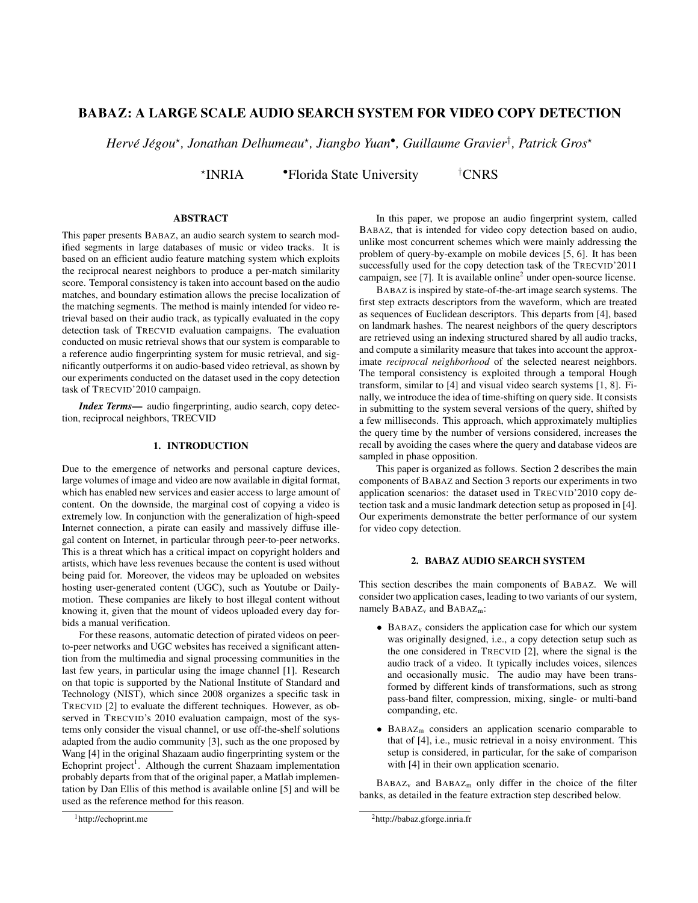# BABAZ: A LARGE SCALE AUDIO SEARCH SYSTEM FOR VIDEO COPY DETECTION

*Hervé Jégou*[⋆], *Jonathan Delhumeau*[⋆], *Jiangbo Yuan*[•], *Guillaume Gravier*[†], *Patrick Gros*[⋆]

[⋆]INRIA [•]Florida State University [†]CNRS

## ABSTRACT

This paper presents BABAZ, an audio search system to search modified segments in large databases of music or video tracks. It is based on an efficient audio feature matching system which exploits the reciprocal nearest neighbors to produce a per-match similarity score. Temporal consistency is taken into account based on the audio matches, and boundary estimation allows the precise localization of the matching segments. The method is mainly intended for video retrieval based on their audio track, as typically evaluated in the copy detection task of TRECVID evaluation campaigns. The evaluation conducted on music retrieval shows that our system is comparable to a reference audio fingerprinting system for music retrieval, and significantly outperforms it on audio-based video retrieval, as shown by our experiments conducted on the dataset used in the copy detection task of TRECVID'2010 campaign.

***Index Terms***— audio fingerprinting, audio search, copy detection, reciprocal neighbors, TRECVID

## 1. INTRODUCTION

Due to the emergence of networks and personal capture devices, large volumes of image and video are now available in digital format, which has enabled new services and easier access to large amount of content. On the downside, the marginal cost of copying a video is extremely low. In conjunction with the generalization of high-speed Internet connection, a pirate can easily and massively diffuse illegal content on Internet, in particular through peer-to-peer networks. This is a threat which has a critical impact on copyright holders and artists, which have less revenues because the content is used without being paid for. Moreover, the videos may be uploaded on websites hosting user-generated content (UGC), such as Youtube or Dailymotion. These companies are likely to host illegal content without knowing it, given that the mount of videos uploaded every day forbids a manual verification.

For these reasons, automatic detection of pirated videos on peer-to-peer networks and UGC websites has received a significant attention from the multimedia and signal processing communities in the last few years, in particular using the image channel [1]. Research on that topic is supported by the National Institute of Standard and Technology (NIST), which since 2008 organizes a specific task in TRECVID [2] to evaluate the different techniques. However, as observed in TRECVID's 2010 evaluation campaign, most of the systems only consider the visual channel, or use off-the-shelf solutions adapted from the audio community [3], such as the one proposed by Wang [4] in the original Shazaam audio fingerprinting system or the Echoprint project[1]. Although the current Shazaam implementation probably departs from that of the original paper, a Matlab implementation by Dan Ellis of this method is available online [5] and will be used as the reference method for this reason.

[1]http://echoprint.me

In this paper, we propose an audio fingerprint system, called BABAZ, that is intended for video copy detection based on audio, unlike most concurrent schemes which were mainly addressing the problem of query-by-example on mobile devices [5, 6]. It has been successfully used for the copy detection task of the TRECVID'2011 campaign, see [7]. It is available online[2] under open-source license.

BABAZ is inspired by state-of-the-art image search systems. The first step extracts descriptors from the waveform, which are treated as sequences of Euclidean descriptors. This departs from [4], based on landmark hashes. The nearest neighbors of the query descriptors are retrieved using an indexing structured shared by all audio tracks, and compute a similarity measure that takes into account the approximate *reciprocal neighborhood* of the selected nearest neighbors. The temporal consistency is exploited through a temporal Hough transform, similar to [4] and visual video search systems [1, 8]. Finally, we introduce the idea of time-shifting on query side. It consists in submitting to the system several versions of the query, shifted by a few milliseconds. This approach, which approximately multiplies the query time by the number of versions considered, increases the recall by avoiding the cases where the query and database videos are sampled in phase opposition.

This paper is organized as follows. Section 2 describes the main components of BABAZ and Section 3 reports our experiments in two application scenarios: the dataset used in TRECVID'2010 copy detection task and a music landmark detection setup as proposed in [4]. Our experiments demonstrate the better performance of our system for video copy detection.

## 2. BABAZ AUDIO SEARCH SYSTEM

This section describes the main components of BABAZ. We will consider two application cases, leading to two variants of our system, namely $\text{BABAZ}_\text{v}$ and $\text{BABAZ}_\text{m}$:

- $\text{BABAZ}_\text{v}$ considers the application case for which our system was originally designed, i.e., a copy detection setup such as the one considered in TRECVID [2], where the signal is the audio track of a video. It typically includes voices, silences and occasionally music. The audio may have been transformed by different kinds of transformations, such as strong pass-band filter, compression, mixing, single- or multi-band companding, etc.
- $\text{BABAZ}_\text{m}$ considers an application scenario comparable to that of [4], i.e., music retrieval in a noisy environment. This setup is considered, in particular, for the sake of comparison with [4] in their own application scenario.

$\text{BABAZ}_\text{v}$ and $\text{BABAZ}_\text{m}$ only differ in the choice of the filter banks, as detailed in the feature extraction step described below.

[2]http://babaz.gforge.inria.fr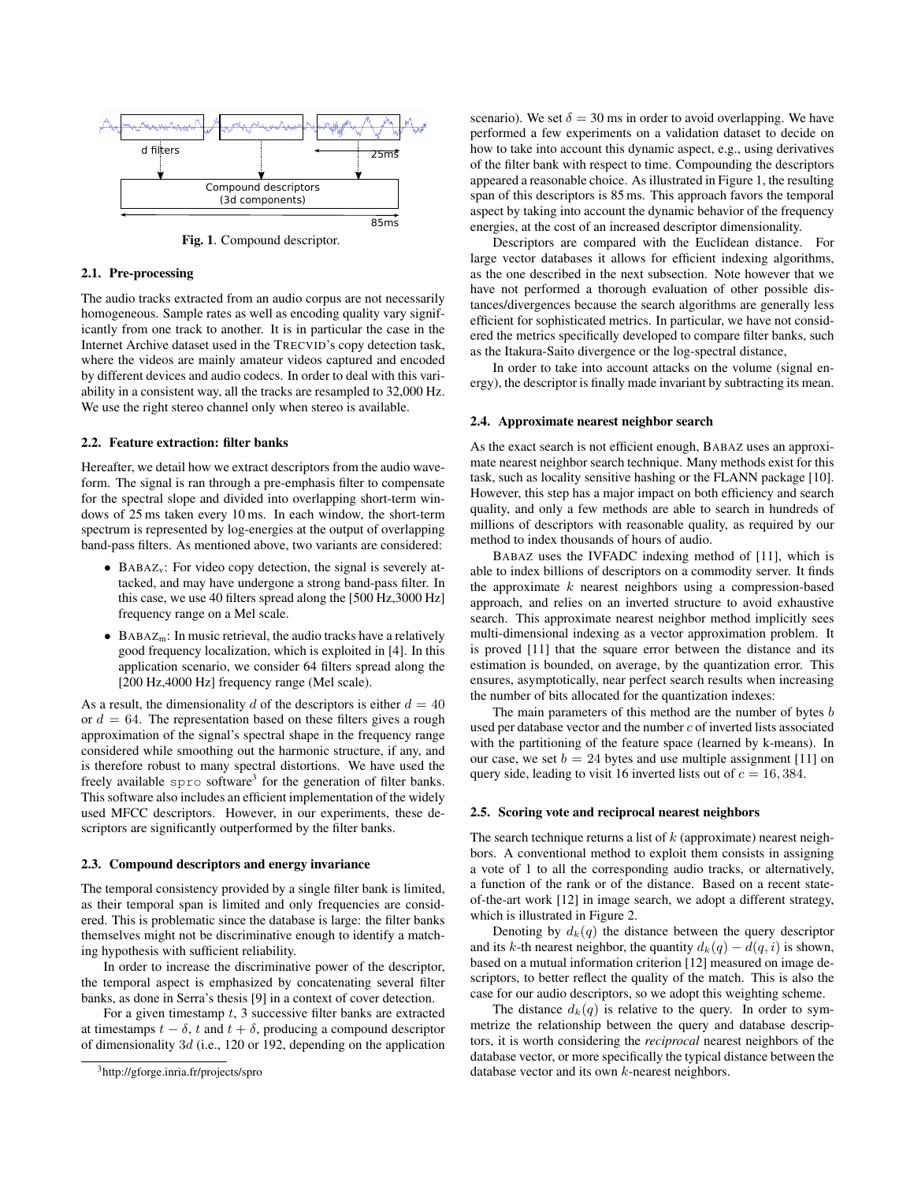Fig. 1. Compound descriptor.

### 2.1. Pre-processing

The audio tracks extracted from an audio corpus are not necessarily homogeneous. Sample rates as well as encoding quality vary significantly from one track to another. It is in particular the case in the Internet Archive dataset used in the TRECVID's copy detection task, where the videos are mainly amateur videos captured and encoded by different devices and audio codecs. In order to deal with this variability in a consistent way, all the tracks are resampled to 32,000 Hz. We use the right stereo channel only when stereo is available.

### 2.2. Feature extraction: filter banks

Hereafter, we detail how we extract descriptors from the audio waveform. The signal is ran through a pre-emphasis filter to compensate for the spectral slope and divided into overlapping short-term windows of 25 ms taken every 10 ms. In each window, the short-term spectrum is represented by log-energies at the output of overlapping band-pass filters. As mentioned above, two variants are considered:

- BABAZ$_v$: For video copy detection, the signal is severely attacked, and may have undergone a strong band-pass filter. In this case, we use 40 filters spread along the [500 Hz,3000 Hz] frequency range on a Mel scale.
- BABAZ$_m$: In music retrieval, the audio tracks have a relatively good frequency localization, which is exploited in [4]. In this application scenario, we consider 64 filters spread along the [200 Hz,4000 Hz] frequency range (Mel scale).

As a result, the dimensionality $d$ of the descriptors is either $d = 40$ or $d = 64$. The representation based on these filters gives a rough approximation of the signal's spectral shape in the frequency range considered while smoothing out the harmonic structure, if any, and is therefore robust to many spectral distortions. We have used the freely available spro software[3] for the generation of filter banks. This software also includes an efficient implementation of the widely used MFCC descriptors. However, in our experiments, these descriptors are significantly outperformed by the filter banks.

### 2.3. Compound descriptors and energy invariance

The temporal consistency provided by a single filter bank is limited, as their temporal span is limited and only frequencies are considered. This is problematic since the database is large: the filter banks themselves might not be discriminative enough to identify a matching hypothesis with sufficient reliability.

In order to increase the discriminative power of the descriptor, the temporal aspect is emphasized by concatenating several filter banks, as done in Serra's thesis [9] in a context of cover detection.

For a given timestamp $t$, 3 successive filter banks are extracted at timestamps $t - \delta$, $t$ and $t + \delta$, producing a compound descriptor of dimensionality $3d$ (i.e., 120 or 192, depending on the application scenario). We set $\delta = 30$ ms in order to avoid overlapping. We have performed a few experiments on a validation dataset to decide on how to take into account this dynamic aspect, e.g., using derivatives of the filter bank with respect to time. Compounding the descriptors appeared a reasonable choice. As illustrated in Figure 1, the resulting span of this descriptors is 85 ms. This approach favors the temporal aspect by taking into account the dynamic behavior of the frequency energies, at the cost of an increased descriptor dimensionality.

Descriptors are compared with the Euclidean distance. For large vector databases it allows for efficient indexing algorithms, as the one described in the next subsection. Note however that we have not performed a thorough evaluation of other possible distances/divergences because the search algorithms are generally less efficient for sophisticated metrics. In particular, we have not considered the metrics specifically developed to compare filter banks, such as the Itakura-Saito divergence or the log-spectral distance,

In order to take into account attacks on the volume (signal energy), the descriptor is finally made invariant by subtracting its mean.

### 2.4. Approximate nearest neighbor search

As the exact search is not efficient enough, BABAZ uses an approximate nearest neighbor search technique. Many methods exist for this task, such as locality sensitive hashing or the FLANN package [10]. However, this step has a major impact on both efficiency and search quality, and only a few methods are able to search in hundreds of millions of descriptors with reasonable quality, as required by our method to index thousands of hours of audio.

BABAZ uses the IVFADC indexing method of [11], which is able to index billions of descriptors on a commodity server. It finds the approximate $k$ nearest neighbors using a compression-based approach, and relies on an inverted structure to avoid exhaustive search. This approximate nearest neighbor method implicitly sees multi-dimensional indexing as a vector approximation problem. It is proved [11] that the square error between the distance and its estimation is bounded, on average, by the quantization error. This ensures, asymptotically, near perfect search results when increasing the number of bits allocated for the quantization indexes:

The main parameters of this method are the number of bytes $b$ used per database vector and the number $c$ of inverted lists associated with the partitioning of the feature space (learned by k-means). In our case, we set $b = 24$ bytes and use multiple assignment [11] on query side, leading to visit 16 inverted lists out of $c = 16,384$.

### 2.5. Scoring vote and reciprocal nearest neighbors

The search technique returns a list of $k$ (approximate) nearest neighbors. A conventional method to exploit them consists in assigning a vote of 1 to all the corresponding audio tracks, or alternatively, a function of the rank or of the distance. Based on a recent state-of-the-art work [12] in image search, we adopt a different strategy, which is illustrated in Figure 2.

Denoting by $d_k(q)$ the distance between the query descriptor and its $k$-th nearest neighbor, the quantity $d_k(q) - d(q, i)$ is shown, based on a mutual information criterion [12] measured on image descriptors, to better reflect the quality of the match. This is also the case for our audio descriptors, so we adopt this weighting scheme.

The distance $d_k(q)$ is relative to the query. In order to symmetrize the relationship between the query and database descriptors, it is worth considering the *reciprocal* nearest neighbors of the database vector, or more specifically the typical distance between the database vector and its own $k$-nearest neighbors.

[3] http://gforge.inria.fr/projects/spro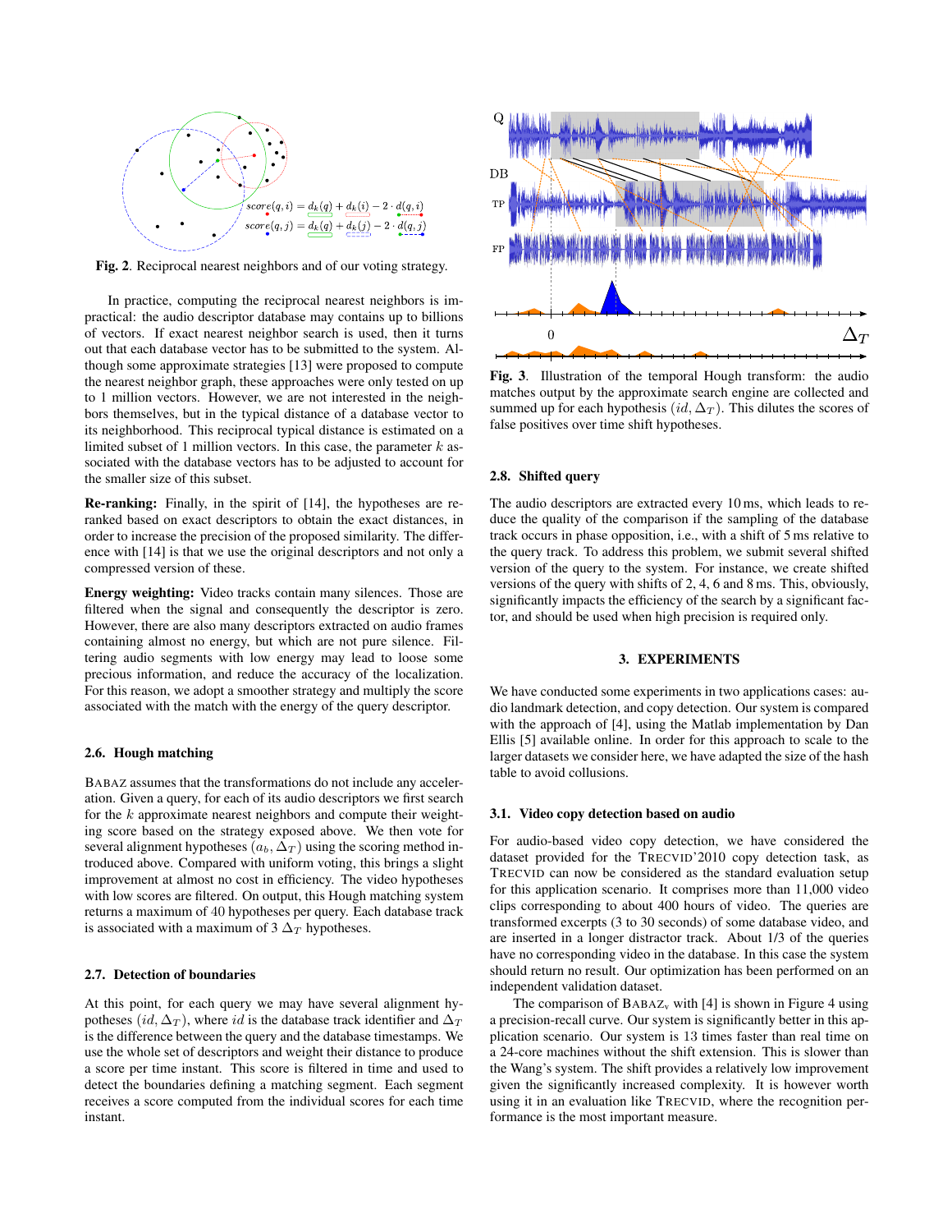Fig. 2. Reciprocal nearest neighbors and of our voting strategy.

In practice, computing the reciprocal nearest neighbors is impractical: the audio descriptor database may contains up to billions of vectors. If exact nearest neighbor search is used, then it turns out that each database vector has to be submitted to the system. Although some approximate strategies [13] were proposed to compute the nearest neighbor graph, these approaches were only tested on up to 1 million vectors. However, we are not interested in the neighbors themselves, but in the typical distance of a database vector to its neighborhood. This reciprocal typical distance is estimated on a limited subset of 1 million vectors. In this case, the parameter $k$ associated with the database vectors has to be adjusted to account for the smaller size of this subset.

**Re-ranking:** Finally, in the spirit of [14], the hypotheses are re-ranked based on exact descriptors to obtain the exact distances, in order to increase the precision of the proposed similarity. The difference with [14] is that we use the original descriptors and not only a compressed version of these.

**Energy weighting:** Video tracks contain many silences. Those are filtered when the signal and consequently the descriptor is zero. However, there are also many descriptors extracted on audio frames containing almost no energy, but which are not pure silence. Filtering audio segments with low energy may lead to loose some precious information, and reduce the accuracy of the localization. For this reason, we adopt a smoother strategy and multiply the score associated with the match with the energy of the query descriptor.

### 2.6. Hough matching

BABAZ assumes that the transformations do not include any acceleration. Given a query, for each of its audio descriptors we first search for the $k$ approximate nearest neighbors and compute their weighting score based on the strategy exposed above. We then vote for several alignment hypotheses $(a_b, \Delta_T)$ using the scoring method introduced above. Compared with uniform voting, this brings a slight improvement at almost no cost in efficiency. The video hypotheses with low scores are filtered. On output, this Hough matching system returns a maximum of 40 hypotheses per query. Each database track is associated with a maximum of 3 $\Delta_T$ hypotheses.

### 2.7. Detection of boundaries

At this point, for each query we may have several alignment hypotheses $(id, \Delta_T)$, where $id$ is the database track identifier and $\Delta_T$ is the difference between the query and the database timestamps. We use the whole set of descriptors and weight their distance to produce a score per time instant. This score is filtered in time and used to detect the boundaries defining a matching segment. Each segment receives a score computed from the individual scores for each time instant.

Fig. 3. Illustration of the temporal Hough transform: the audio matches output by the approximate search engine are collected and summed up for each hypothesis $(id, \Delta_T)$. This dilutes the scores of false positives over time shift hypotheses.

### 2.8. Shifted query

The audio descriptors are extracted every 10 ms, which leads to reduce the quality of the comparison if the sampling of the database track occurs in phase opposition, i.e., with a shift of 5 ms relative to the query track. To address this problem, we submit several shifted version of the query to the system. For instance, we create shifted versions of the query with shifts of 2, 4, 6 and 8 ms. This, obviously, significantly impacts the efficiency of the search by a significant factor, and should be used when high precision is required only.

## 3. EXPERIMENTS

We have conducted some experiments in two applications cases: audio landmark detection, and copy detection. Our system is compared with the approach of [4], using the Matlab implementation by Dan Ellis [5] available online. In order for this approach to scale to the larger datasets we consider here, we have adapted the size of the hash table to avoid collusions.

### 3.1. Video copy detection based on audio

For audio-based video copy detection, we have considered the dataset provided for the TRECVID'2010 copy detection task, as TRECVID can now be considered as the standard evaluation setup for this application scenario. It comprises more than 11,000 video clips corresponding to about 400 hours of video. The queries are transformed excerpts (3 to 30 seconds) of some database video, and are inserted in a longer distractor track. About 1/3 of the queries have no corresponding video in the database. In this case the system should return no result. Our optimization has been performed on an independent validation dataset.

The comparison of BABAZ$_v$ with [4] is shown in Figure 4 using a precision-recall curve. Our system is significantly better in this application scenario. Our system is 13 times faster than real time on a 24-core machines without the shift extension. This is slower than the Wang's system. The shift provides a relatively low improvement given the significantly increased complexity. It is however worth using it in an evaluation like TRECVID, where the recognition performance is the most important measure.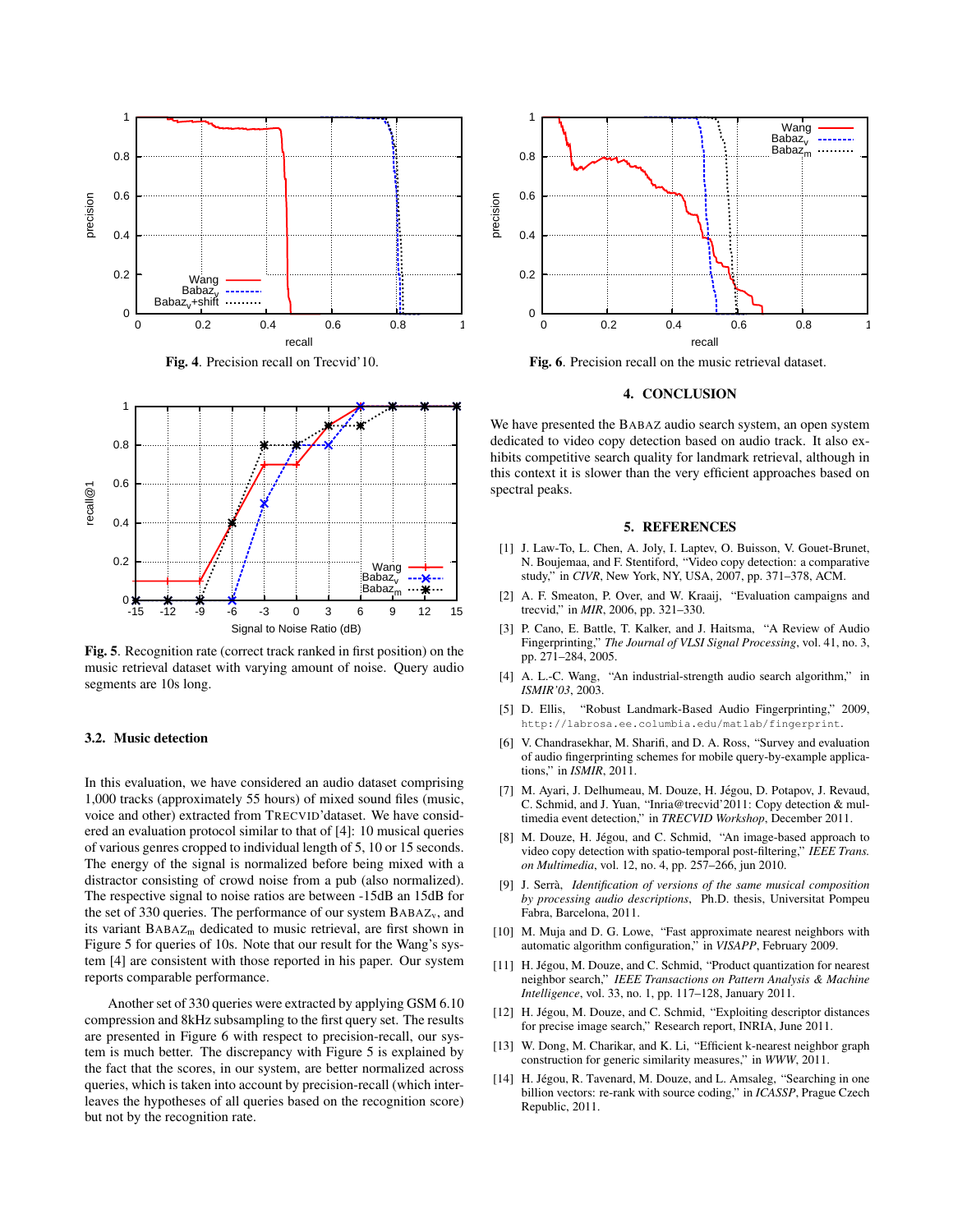precision

1
0.8
0.6
0.4
0.2
0

0 0.2 0.4 0.6 0.8 1

recall

Wang
Babaz$_v$
Babaz$_v$+shift

**Fig. 4**. Precision recall on Trecvid'10.

recall@1

1
0.8
0.6
0.4
0.2
0

-15 -12 -9 -6 -3 0 3 6 9 12 15

Signal to Noise Ratio (dB)

Wang
Babaz$_v$
Babaz$_m$

**Fig. 5**. Recognition rate (correct track ranked in first position) on the music retrieval dataset with varying amount of noise. Query audio segments are 10s long.

### 3.2. Music detection

In this evaluation, we have considered an audio dataset comprising 1,000 tracks (approximately 55 hours) of mixed sound files (music, voice and other) extracted from TRECVID'dataset. We have considered an evaluation protocol similar to that of [4]: 10 musical queries of various genres cropped to individual length of 5, 10 or 15 seconds. The energy of the signal is normalized before being mixed with a distractor consisting of crowd noise from a pub (also normalized). The respective signal to noise ratios are between -15dB an 15dB for the set of 330 queries. The performance of our system BABAZ$_v$, and its variant BABAZ$_m$ dedicated to music retrieval, are first shown in Figure 5 for queries of 10s. Note that our result for the Wang's system [4] are consistent with those reported in his paper. Our system reports comparable performance.

Another set of 330 queries were extracted by applying GSM 6.10 compression and 8kHz subsampling to the first query set. The results are presented in Figure 6 with respect to precision-recall, our system is much better. The discrepancy with Figure 5 is explained by the fact that the scores, in our system, are better normalized across queries, which is taken into account by precision-recall (which interleaves the hypotheses of all queries based on the recognition score) but not by the recognition rate.

precision

1
0.8
0.6
0.4
0.2
0

0 0.2 0.4 0.6 0.8 1

recall

Wang
Babaz$_v$
Babaz$_m$

**Fig. 6**. Precision recall on the music retrieval dataset.

## 4. CONCLUSION

We have presented the BABAZ audio search system, an open system dedicated to video copy detection based on audio track. It also exhibits competitive search quality for landmark retrieval, although in this context it is slower than the very efficient approaches based on spectral peaks.

## 5. REFERENCES

[1] J. Law-To, L. Chen, A. Joly, I. Laptev, O. Buisson, V. Gouet-Brunet, N. Boujemaa, and F. Stentiford, "Video copy detection: a comparative study," in *CIVR*, New York, NY, USA, 2007, pp. 371–378, ACM.

[2] A. F. Smeaton, P. Over, and W. Kraaij, "Evaluation campaigns and trecvid," in *MIR*, 2006, pp. 321–330.

[3] P. Cano, E. Battle, T. Kalker, and J. Haitsma, "A Review of Audio Fingerprinting," *The Journal of VLSI Signal Processing*, vol. 41, no. 3, pp. 271–284, 2005.

[4] A. L.-C. Wang, "An industrial-strength audio search algorithm," in *ISMIR'03*, 2003.

[5] D. Ellis, "Robust Landmark-Based Audio Fingerprinting," 2009, http://labrosa.ee.columbia.edu/matlab/fingerprint.

[6] V. Chandrasekhar, M. Sharifi, and D. A. Ross, "Survey and evaluation of audio fingerprinting schemes for mobile query-by-example applications," in *ISMIR*, 2011.

[7] M. Ayari, J. Delhumeau, M. Douze, H. Jégou, D. Potapov, J. Revaud, C. Schmid, and J. Yuan, "Inria@trecvid'2011: Copy detection & multimedia event detection," in *TRECVID Workshop*, December 2011.

[8] M. Douze, H. Jégou, and C. Schmid, "An image-based approach to video copy detection with spatio-temporal post-filtering," *IEEE Trans. on Multimedia*, vol. 12, no. 4, pp. 257–266, jun 2010.

[9] J. Serrà, *Identification of versions of the same musical composition by processing audio descriptions*, Ph.D. thesis, Universitat Pompeu Fabra, Barcelona, 2011.

[10] M. Muja and D. G. Lowe, "Fast approximate nearest neighbors with automatic algorithm configuration," in *VISAPP*, February 2009.

[11] H. Jégou, M. Douze, and C. Schmid, "Product quantization for nearest neighbor search," *IEEE Transactions on Pattern Analysis & Machine Intelligence*, vol. 33, no. 1, pp. 117–128, January 2011.

[12] H. Jégou, M. Douze, and C. Schmid, "Exploiting descriptor distances for precise image search," Research report, INRIA, June 2011.

[13] W. Dong, M. Charikar, and K. Li, "Efficient k-nearest neighbor graph construction for generic similarity measures," in *WWW*, 2011.

[14] H. Jégou, R. Tavenard, M. Douze, and L. Amsaleg, "Searching in one billion vectors: re-rank with source coding," in *ICASSP*, Prague Czech Republic, 2011.